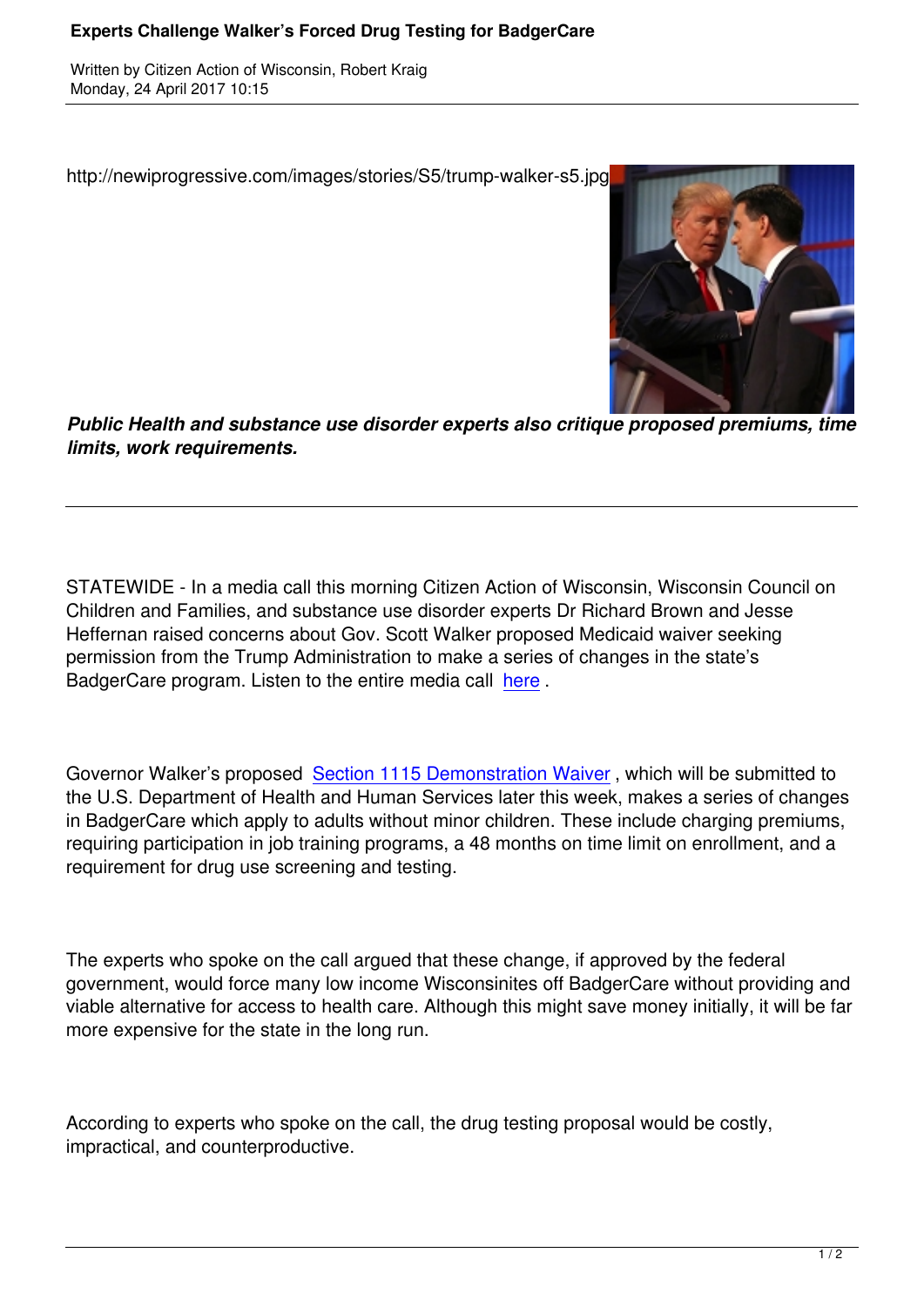# Experts Challenge Walker's Forced Drug Testing for BadgerCare

Written by Citizen Action of Wisconsin, Robert Kraig
Monday, 24 April 2017 10:15

http://newiprogressive.com/images/stories/S5/trump-walker-s5.jpg

***Public Health and substance use disorder experts also critique proposed premiums, time limits, work requirements.***

---

STATEWIDE - In a media call this morning Citizen Action of Wisconsin, Wisconsin Council on Children and Families, and substance use disorder experts Dr Richard Brown and Jesse Heffernan raised concerns about Gov. Scott Walker proposed Medicaid waiver seeking permission from the Trump Administration to make a series of changes in the state's BadgerCare program. Listen to the entire media call [here](here) .

Governor Walker's proposed [Section 1115 Demonstration Waiver](Section 1115 Demonstration Waiver) , which will be submitted to the U.S. Department of Health and Human Services later this week, makes a series of changes in BadgerCare which apply to adults without minor children. These include charging premiums, requiring participation in job training programs, a 48 months on time limit on enrollment, and a requirement for drug use screening and testing.

The experts who spoke on the call argued that these change, if approved by the federal government, would force many low income Wisconsinites off BadgerCare without providing and viable alternative for access to health care. Although this might save money initially, it will be far more expensive for the state in the long run.

According to experts who spoke on the call, the drug testing proposal would be costly, impractical, and counterproductive.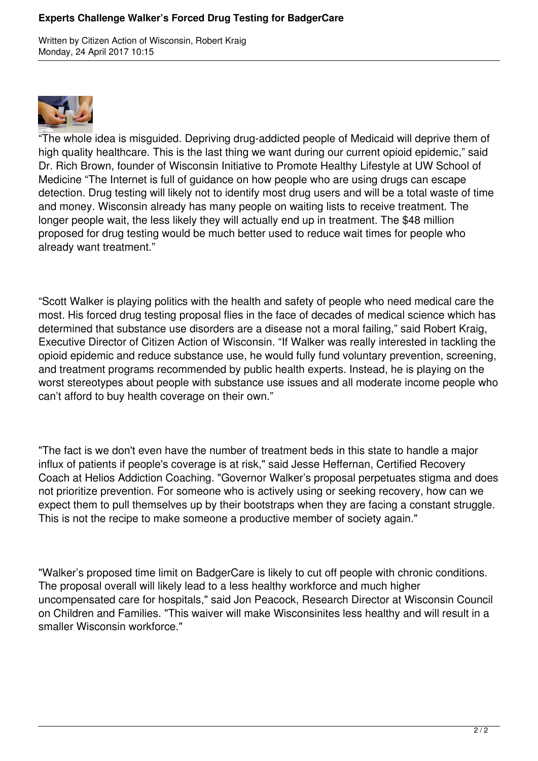"The whole idea is misguided. Depriving drug-addicted people of Medicaid will deprive them of high quality healthcare. This is the last thing we want during our current opioid epidemic," said Dr. Rich Brown, founder of Wisconsin Initiative to Promote Healthy Lifestyle at UW School of Medicine "The Internet is full of guidance on how people who are using drugs can escape detection. Drug testing will likely not to identify most drug users and will be a total waste of time and money. Wisconsin already has many people on waiting lists to receive treatment. The longer people wait, the less likely they will actually end up in treatment. The $48 million proposed for drug testing would be much better used to reduce wait times for people who already want treatment."

"Scott Walker is playing politics with the health and safety of people who need medical care the most. His forced drug testing proposal flies in the face of decades of medical science which has determined that substance use disorders are a disease not a moral failing," said Robert Kraig, Executive Director of Citizen Action of Wisconsin. "If Walker was really interested in tackling the opioid epidemic and reduce substance use, he would fully fund voluntary prevention, screening, and treatment programs recommended by public health experts. Instead, he is playing on the worst stereotypes about people with substance use issues and all moderate income people who can't afford to buy health coverage on their own."

"The fact is we don't even have the number of treatment beds in this state to handle a major influx of patients if people's coverage is at risk," said Jesse Heffernan, Certified Recovery Coach at Helios Addiction Coaching. "Governor Walker's proposal perpetuates stigma and does not prioritize prevention. For someone who is actively using or seeking recovery, how can we expect them to pull themselves up by their bootstraps when they are facing a constant struggle. This is not the recipe to make someone a productive member of society again."

"Walker's proposed time limit on BadgerCare is likely to cut off people with chronic conditions. The proposal overall will likely lead to a less healthy workforce and much higher uncompensated care for hospitals," said Jon Peacock, Research Director at Wisconsin Council on Children and Families. "This waiver will make Wisconsinites less healthy and will result in a smaller Wisconsin workforce."